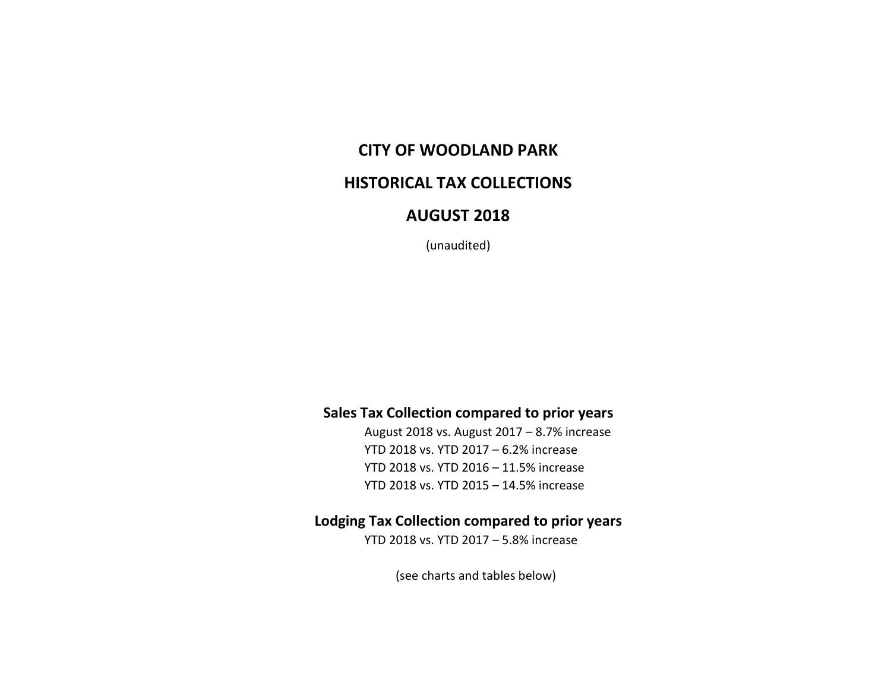# CITY OF WOODLAND PARK

# HISTORICAL TAX COLLECTIONS

# AUGUST 2018

(unaudited)

## Sales Tax Collection compared to prior years

August 2018 vs. August 2017 – 8.7% increase

YTD 2018 vs. YTD 2017 – 6.2% increase

YTD 2018 vs. YTD 2016 – 11.5% increase

YTD 2018 vs. YTD 2015 – 14.5% increase

## Lodging Tax Collection compared to prior years

YTD 2018 vs. YTD 2017 – 5.8% increase

(see charts and tables below)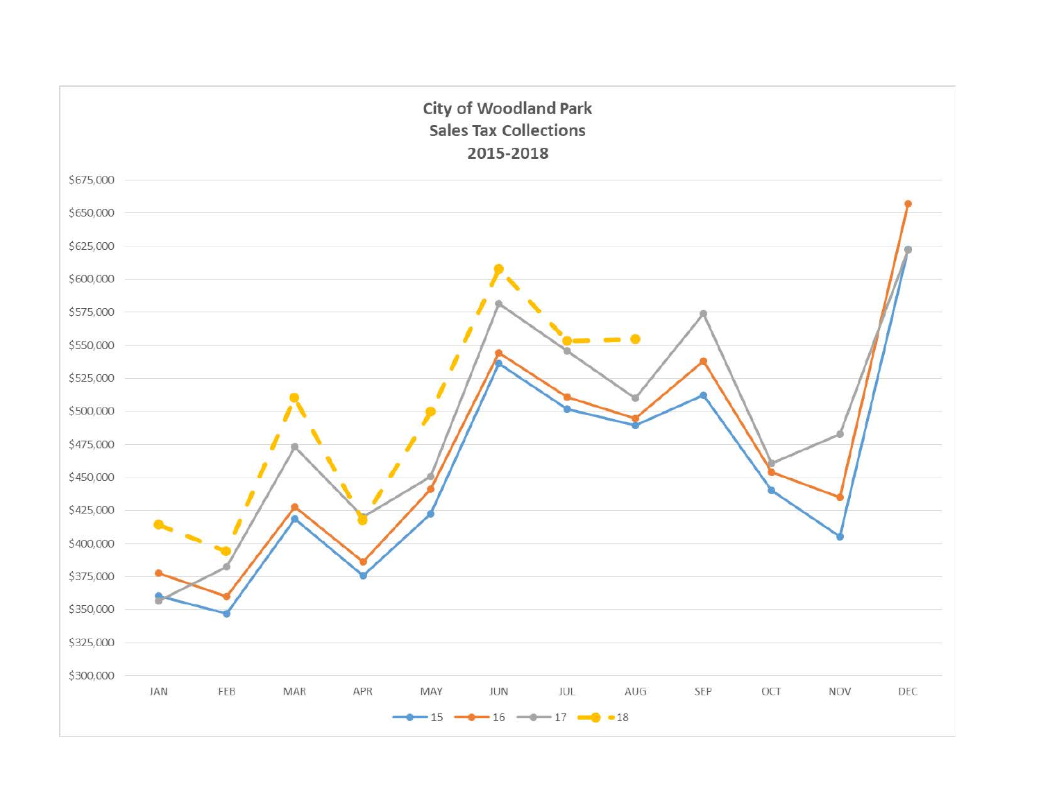**City of Woodland Park**
**Sales Tax Collections**
**2015-2018**

$675,000
$650,000
$625,000
$600,000
$575,000
$550,000
$525,000
$500,000
$475,000
$450,000
$425,000
$400,000
$375,000
$350,000
$325,000
$300,000

JAN FEB MAR APR MAY JUN JUL AUG SEP OCT NOV DEC

15 16 17 18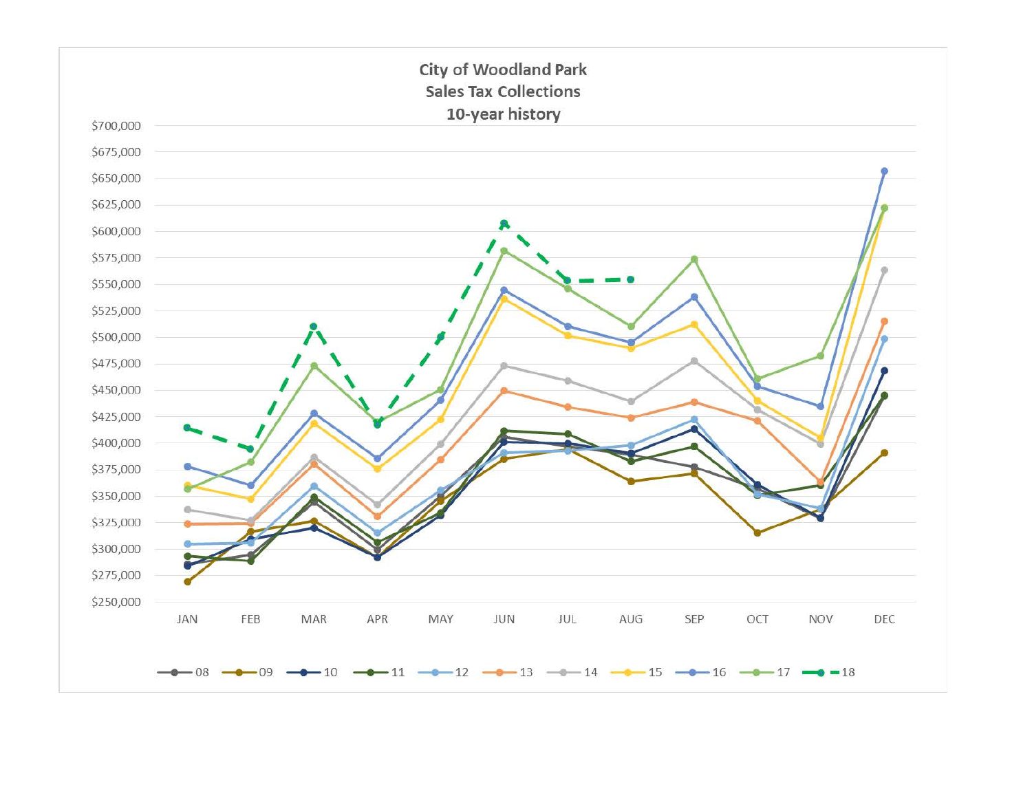# City of Woodland Park
## Sales Tax Collections
### 10-year history

$700,000
$675,000
$650,000
$625,000
$600,000
$575,000
$550,000
$525,000
$500,000
$475,000
$450,000
$425,000
$400,000
$375,000
$350,000
$325,000
$300,000
$275,000
$250,000

JAN FEB MAR APR MAY JUN JUL AUG SEP OCT NOV DEC

08 09 10 11 12 13 14 15 16 17 18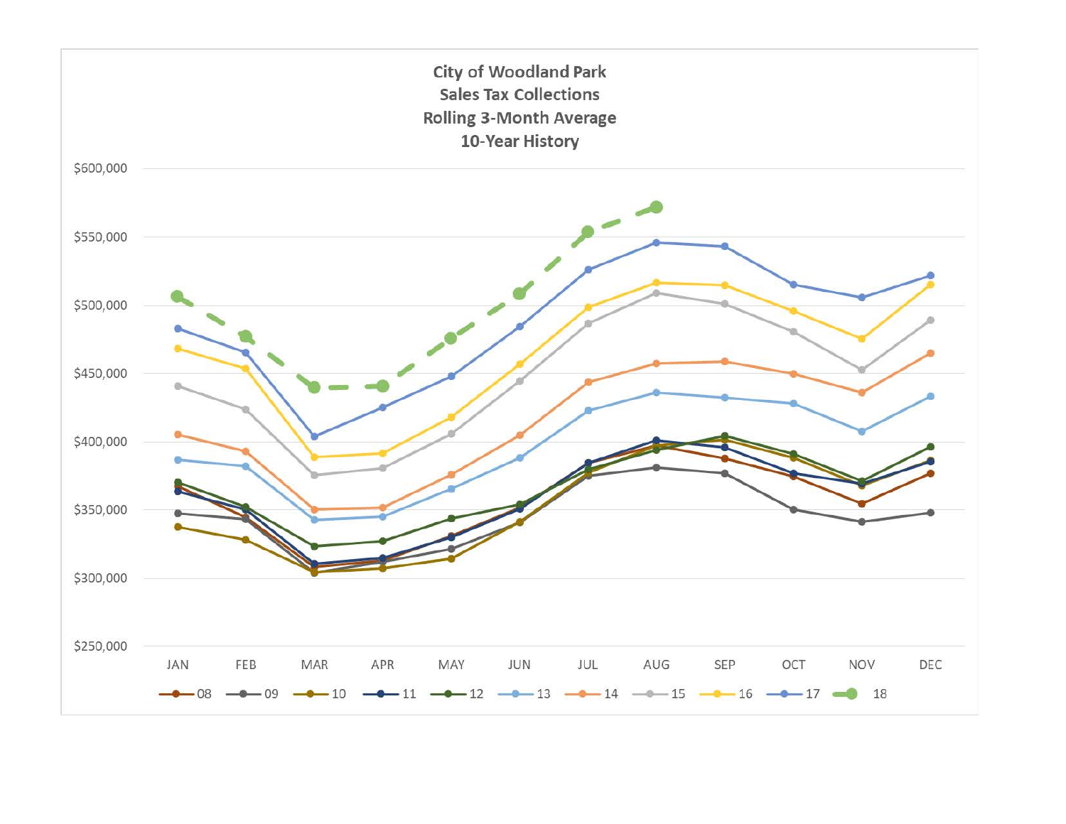**City of Woodland Park**
**Sales Tax Collections**
**Rolling 3-Month Average**
**10-Year History**

$600,000
$550,000
$500,000
$450,000
$400,000
$350,000
$300,000
$250,000

JAN FEB MAR APR MAY JUN JUL AUG SEP OCT NOV DEC

08 09 10 11 12 13 14 15 16 17 18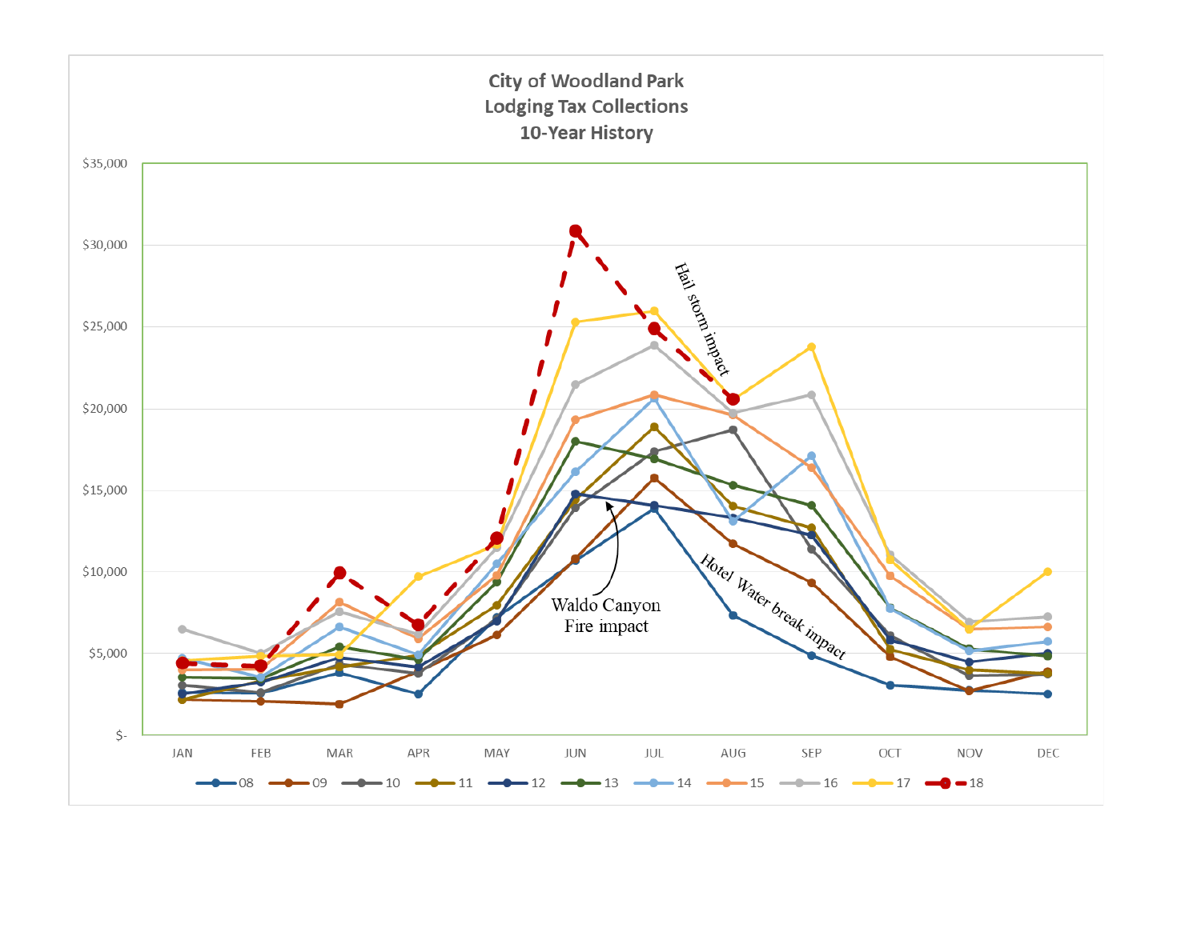## City of Woodland Park
## Lodging Tax Collections
## 10-Year History

$35,000
$30,000
$25,000
$20,000
$15,000
$10,000
$5,000
$-

JAN FEB MAR APR MAY JUN JUL AUG SEP OCT NOV DEC

Hail storm impact

Waldo Canyon Fire impact

Hotel Water break impact

08 09 10 11 12 13 14 15 16 17 18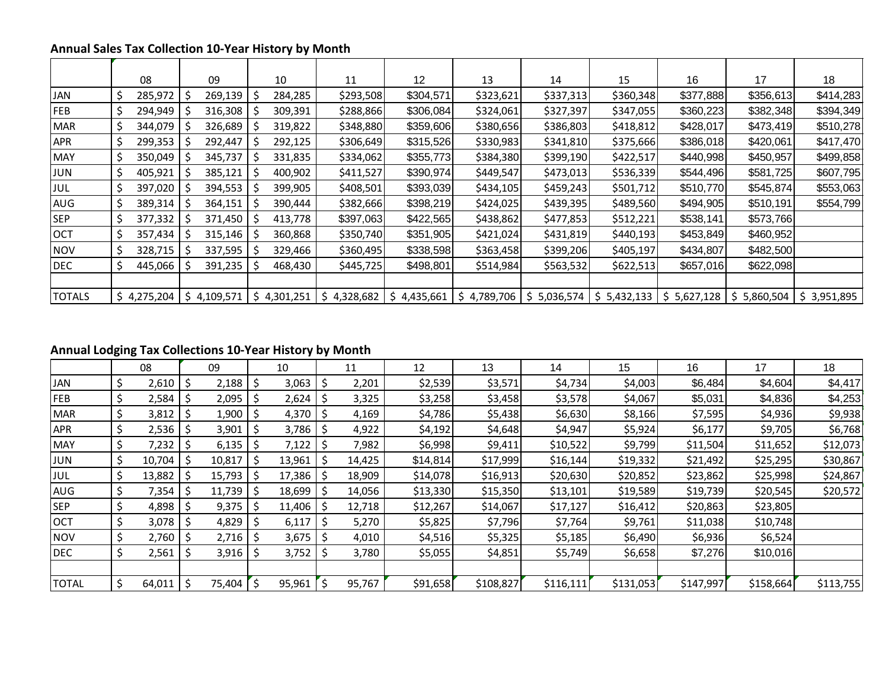**Annual Sales Tax Collection 10-Year History by Month**

| | 08 | 09 | 10 | 11 | 12 | 13 | 14 | 15 | 16 | 17 | 18 |
|---|---|---|---|---|---|---|---|---|---|---|---|
| JAN | $ 285,972 | $ 269,139 | $ 284,285 | $293,508 | $304,571 | $323,621 | $337,313 | $360,348 | $377,888 | $356,613 | $414,283 |
| FEB | $ 294,949 | $ 316,308 | $ 309,391 | $288,866 | $306,084 | $324,061 | $327,397 | $347,055 | $360,223 | $382,348 | $394,349 |
| MAR | $ 344,079 | $ 326,689 | $ 319,822 | $348,880 | $359,606 | $380,656 | $386,803 | $418,812 | $428,017 | $473,419 | $510,278 |
| APR | $ 299,353 | $ 292,447 | $ 292,125 | $306,649 | $315,526 | $330,983 | $341,810 | $375,666 | $386,018 | $420,061 | $417,470 |
| MAY | $ 350,049 | $ 345,737 | $ 331,835 | $334,062 | $355,773 | $384,380 | $399,190 | $422,517 | $440,998 | $450,957 | $499,858 |
| JUN | $ 405,921 | $ 385,121 | $ 400,902 | $411,527 | $390,974 | $449,547 | $473,013 | $536,339 | $544,496 | $581,725 | $607,795 |
| JUL | $ 397,020 | $ 394,553 | $ 399,905 | $408,501 | $393,039 | $434,105 | $459,243 | $501,712 | $510,770 | $545,874 | $553,063 |
| AUG | $ 389,314 | $ 364,151 | $ 390,444 | $382,666 | $398,219 | $424,025 | $439,395 | $489,560 | $494,905 | $510,191 | $554,799 |
| SEP | $ 377,332 | $ 371,450 | $ 413,778 | $397,063 | $422,565 | $438,862 | $477,853 | $512,221 | $538,141 | $573,766 | |
| OCT | $ 357,434 | $ 315,146 | $ 360,868 | $350,740 | $351,905 | $421,024 | $431,819 | $440,193 | $453,849 | $460,952 | |
| NOV | $ 328,715 | $ 337,595 | $ 329,466 | $360,495 | $338,598 | $363,458 | $399,206 | $405,197 | $434,807 | $482,500 | |
| DEC | $ 445,066 | $ 391,235 | $ 468,430 | $445,725 | $498,801 | $514,984 | $563,532 | $622,513 | $657,016 | $622,098 | |
| | | | | | | | | | | | |
| TOTALS | $ 4,275,204 | $ 4,109,571 | $ 4,301,251 | $ 4,328,682 | $ 4,435,661 | $ 4,789,706 | $ 5,036,574 | $ 5,432,133 | $ 5,627,128 | $ 5,860,504 | $ 3,951,895 |

**Annual Lodging Tax Collections 10-Year History by Month**

| | 08 | 09 | 10 | 11 | 12 | 13 | 14 | 15 | 16 | 17 | 18 |
|---|---|---|---|---|---|---|---|---|---|---|---|
| JAN | $ 2,610 | $ 2,188 | $ 3,063 | $ 2,201 | $2,539 | $3,571 | $4,734 | $4,003 | $6,484 | $4,604 | $4,417 |
| FEB | $ 2,584 | $ 2,095 | $ 2,624 | $ 3,325 | $3,258 | $3,458 | $3,578 | $4,067 | $5,031 | $4,836 | $4,253 |
| MAR | $ 3,812 | $ 1,900 | $ 4,370 | $ 4,169 | $4,786 | $5,438 | $6,630 | $8,166 | $7,595 | $4,936 | $9,938 |
| APR | $ 2,536 | $ 3,901 | $ 3,786 | $ 4,922 | $4,192 | $4,648 | $4,947 | $5,924 | $6,177 | $9,705 | $6,768 |
| MAY | $ 7,232 | $ 6,135 | $ 7,122 | $ 7,982 | $6,998 | $9,411 | $10,522 | $9,799 | $11,504 | $11,652 | $12,073 |
| JUN | $ 10,704 | $ 10,817 | $ 13,961 | $ 14,425 | $14,814 | $17,999 | $16,144 | $19,332 | $21,492 | $25,295 | $30,867 |
| JUL | $ 13,882 | $ 15,793 | $ 17,386 | $ 18,909 | $14,078 | $16,913 | $20,630 | $20,852 | $23,862 | $25,998 | $24,867 |
| AUG | $ 7,354 | $ 11,739 | $ 18,699 | $ 14,056 | $13,330 | $15,350 | $13,101 | $19,589 | $19,739 | $20,545 | $20,572 |
| SEP | $ 4,898 | $ 9,375 | $ 11,406 | $ 12,718 | $12,267 | $14,067 | $17,127 | $16,412 | $20,863 | $23,805 | |
| OCT | $ 3,078 | $ 4,829 | $ 6,117 | $ 5,270 | $5,825 | $7,796 | $7,764 | $9,761 | $11,038 | $10,748 | |
| NOV | $ 2,760 | $ 2,716 | $ 3,675 | $ 4,010 | $4,516 | $5,325 | $5,185 | $6,490 | $6,936 | $6,524 | |
| DEC | $ 2,561 | $ 3,916 | $ 3,752 | $ 3,780 | $5,055 | $4,851 | $5,749 | $6,658 | $7,276 | $10,016 | |
| | | | | | | | | | | | |
| TOTAL | $ 64,011 | $ 75,404 | $ 95,961 | $ 95,767 | $91,658 | $108,827 | $116,111 | $131,053 | $147,997 | $158,664 | $113,755 |